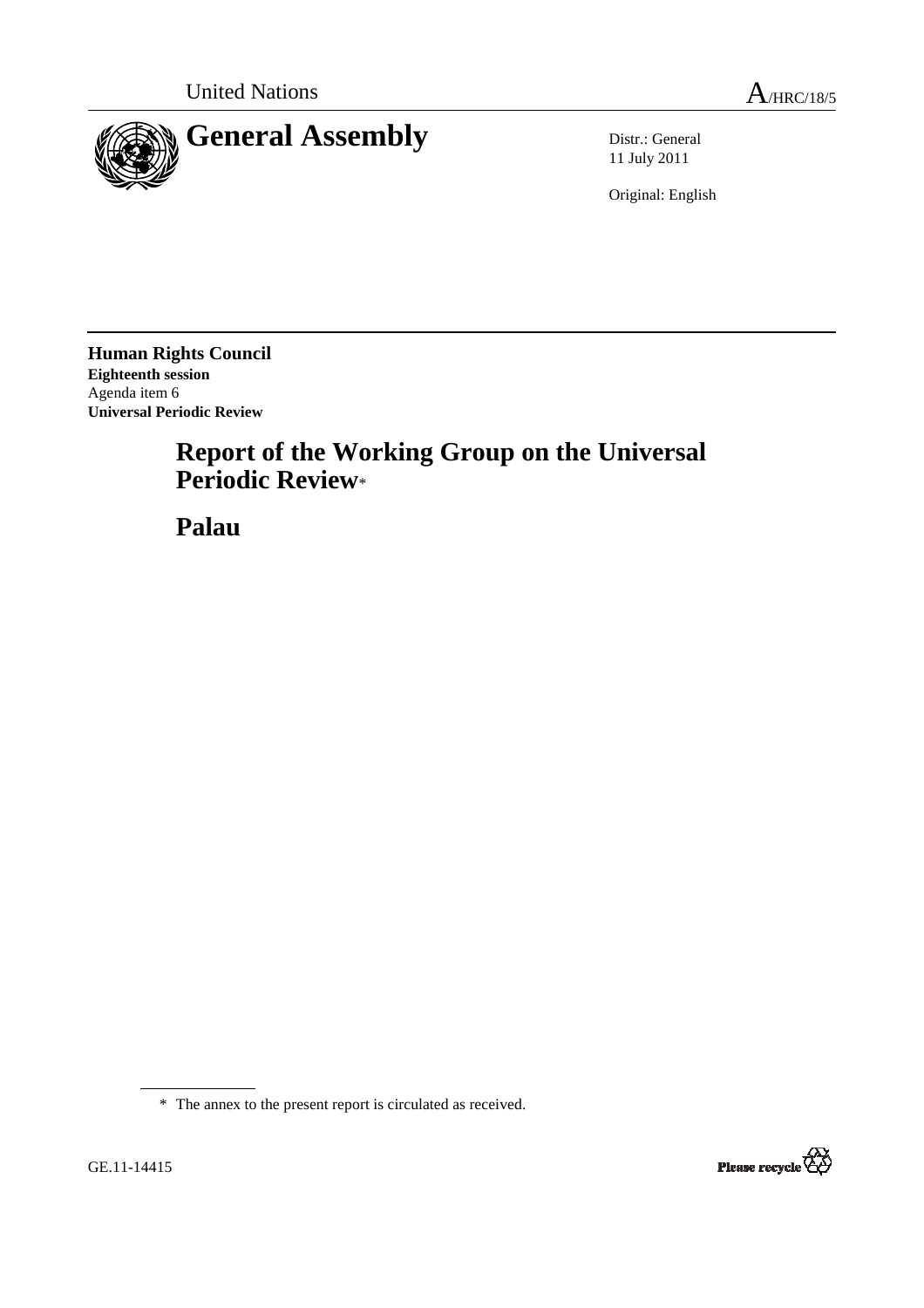United Nations

A/HRC/18/5

# General Assembly

Distr.: General
11 July 2011

Original: English

**Human Rights Council**
**Eighteenth session**
Agenda item 6
**Universal Periodic Review**

## Report of the Working Group on the Universal Periodic Review*

## Palau

* The annex to the present report is circulated as received.

GE.11-14415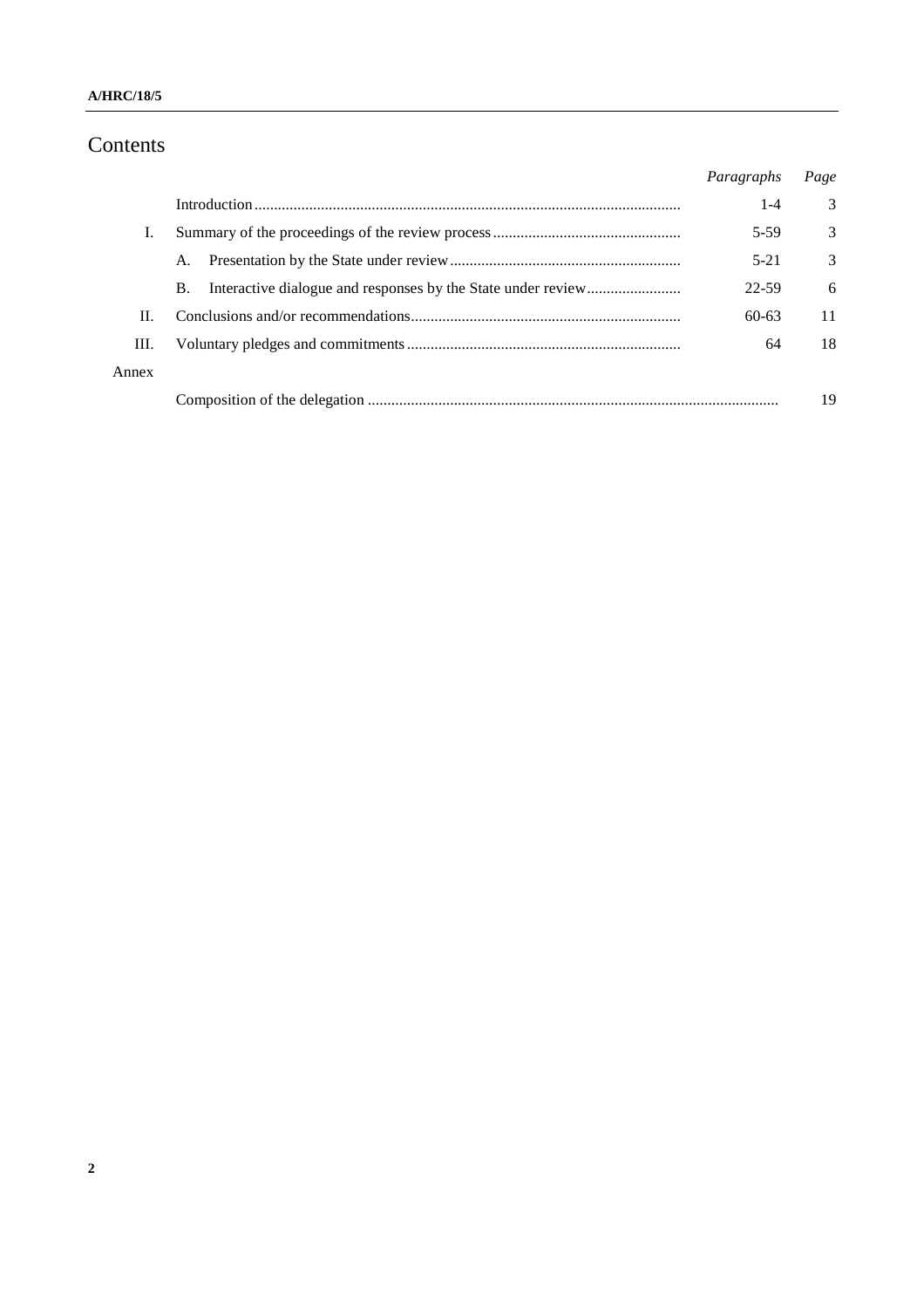# Contents

| | | *Paragraphs* | *Page* |
|---|---|---|---|
| | Introduction | 1-4 | 3 |
| I. | Summary of the proceedings of the review process | 5-59 | 3 |
| | A. Presentation by the State under review | 5-21 | 3 |
| | B. Interactive dialogue and responses by the State under review | 22-59 | 6 |
| II. | Conclusions and/or recommendations | 60-63 | 11 |
| III. | Voluntary pledges and commitments | 64 | 18 |
| Annex | | | |
| | Composition of the delegation | | 19 |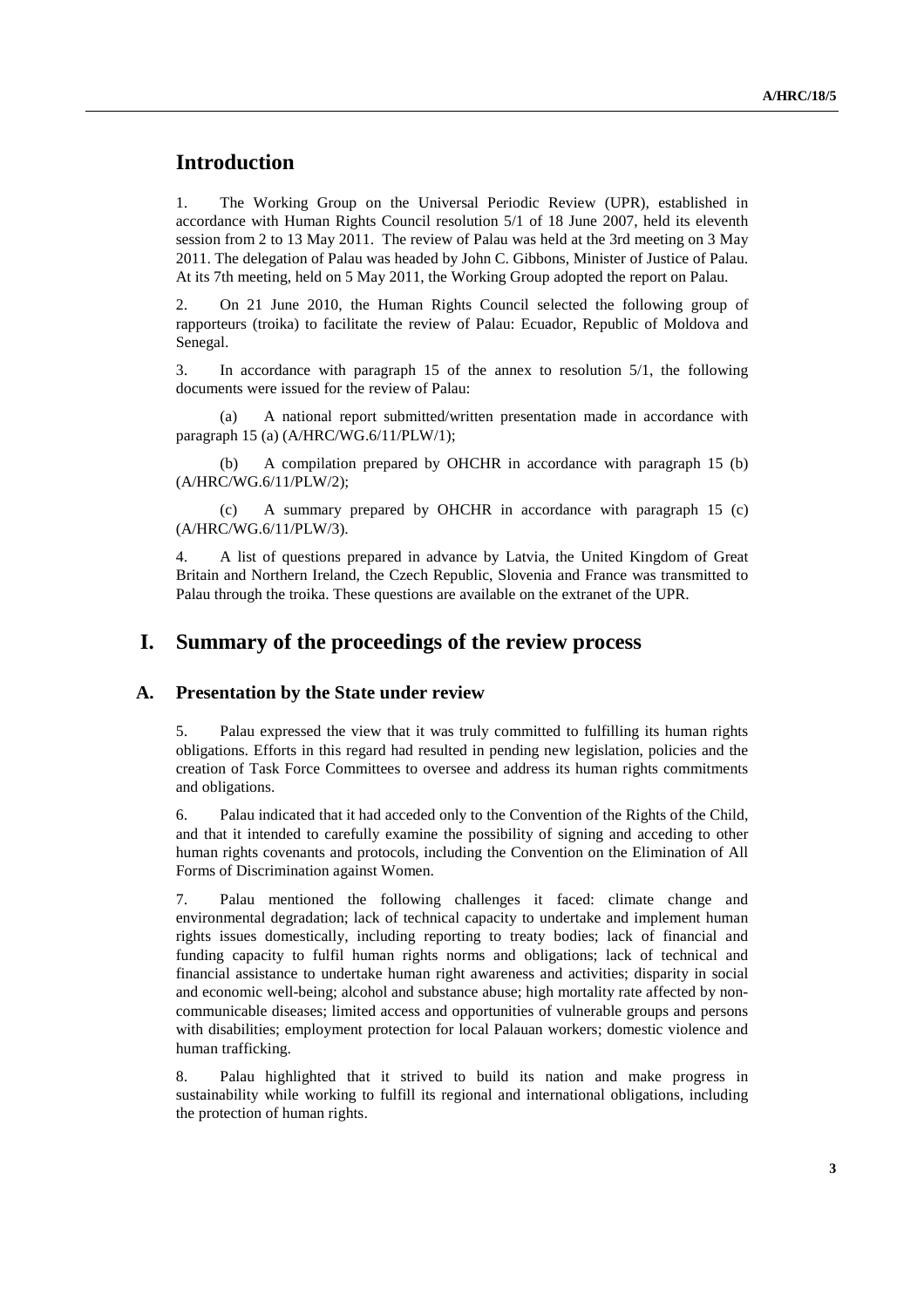# Introduction

1. The Working Group on the Universal Periodic Review (UPR), established in accordance with Human Rights Council resolution 5/1 of 18 June 2007, held its eleventh session from 2 to 13 May 2011. The review of Palau was held at the 3rd meeting on 3 May 2011. The delegation of Palau was headed by John C. Gibbons, Minister of Justice of Palau. At its 7th meeting, held on 5 May 2011, the Working Group adopted the report on Palau.

2. On 21 June 2010, the Human Rights Council selected the following group of rapporteurs (troika) to facilitate the review of Palau: Ecuador, Republic of Moldova and Senegal.

3. In accordance with paragraph 15 of the annex to resolution 5/1, the following documents were issued for the review of Palau:

(a) A national report submitted/written presentation made in accordance with paragraph 15 (a) (A/HRC/WG.6/11/PLW/1);

(b) A compilation prepared by OHCHR in accordance with paragraph 15 (b) (A/HRC/WG.6/11/PLW/2);

(c) A summary prepared by OHCHR in accordance with paragraph 15 (c) (A/HRC/WG.6/11/PLW/3).

4. A list of questions prepared in advance by Latvia, the United Kingdom of Great Britain and Northern Ireland, the Czech Republic, Slovenia and France was transmitted to Palau through the troika. These questions are available on the extranet of the UPR.

# I. Summary of the proceedings of the review process

## A. Presentation by the State under review

5. Palau expressed the view that it was truly committed to fulfilling its human rights obligations. Efforts in this regard had resulted in pending new legislation, policies and the creation of Task Force Committees to oversee and address its human rights commitments and obligations.

6. Palau indicated that it had acceded only to the Convention of the Rights of the Child, and that it intended to carefully examine the possibility of signing and acceding to other human rights covenants and protocols, including the Convention on the Elimination of All Forms of Discrimination against Women.

7. Palau mentioned the following challenges it faced: climate change and environmental degradation; lack of technical capacity to undertake and implement human rights issues domestically, including reporting to treaty bodies; lack of financial and funding capacity to fulfil human rights norms and obligations; lack of technical and financial assistance to undertake human right awareness and activities; disparity in social and economic well-being; alcohol and substance abuse; high mortality rate affected by non-communicable diseases; limited access and opportunities of vulnerable groups and persons with disabilities; employment protection for local Palauan workers; domestic violence and human trafficking.

8. Palau highlighted that it strived to build its nation and make progress in sustainability while working to fulfill its regional and international obligations, including the protection of human rights.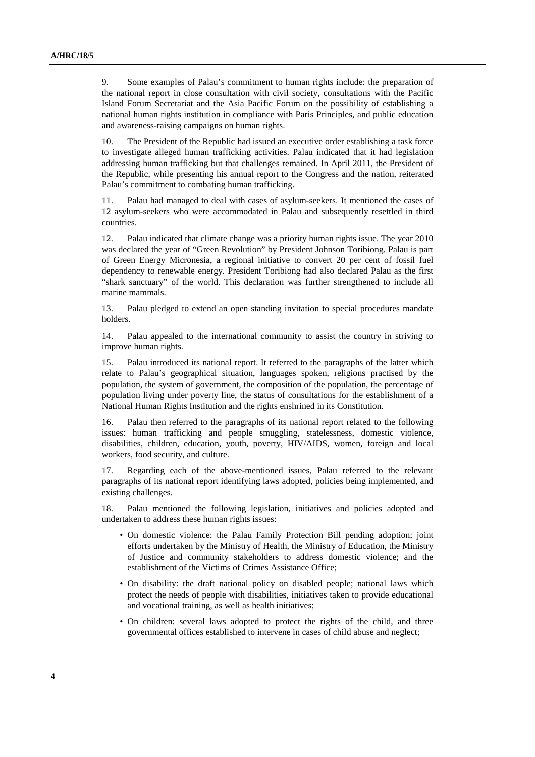9. Some examples of Palau's commitment to human rights include: the preparation of the national report in close consultation with civil society, consultations with the Pacific Island Forum Secretariat and the Asia Pacific Forum on the possibility of establishing a national human rights institution in compliance with Paris Principles, and public education and awareness-raising campaigns on human rights.

10. The President of the Republic had issued an executive order establishing a task force to investigate alleged human trafficking activities. Palau indicated that it had legislation addressing human trafficking but that challenges remained. In April 2011, the President of the Republic, while presenting his annual report to the Congress and the nation, reiterated Palau's commitment to combating human trafficking.

11. Palau had managed to deal with cases of asylum-seekers. It mentioned the cases of 12 asylum-seekers who were accommodated in Palau and subsequently resettled in third countries.

12. Palau indicated that climate change was a priority human rights issue. The year 2010 was declared the year of "Green Revolution" by President Johnson Toribiong. Palau is part of Green Energy Micronesia, a regional initiative to convert 20 per cent of fossil fuel dependency to renewable energy. President Toribiong had also declared Palau as the first "shark sanctuary" of the world. This declaration was further strengthened to include all marine mammals.

13. Palau pledged to extend an open standing invitation to special procedures mandate holders.

14. Palau appealed to the international community to assist the country in striving to improve human rights.

15. Palau introduced its national report. It referred to the paragraphs of the latter which relate to Palau's geographical situation, languages spoken, religions practised by the population, the system of government, the composition of the population, the percentage of population living under poverty line, the status of consultations for the establishment of a National Human Rights Institution and the rights enshrined in its Constitution.

16. Palau then referred to the paragraphs of its national report related to the following issues: human trafficking and people smuggling, statelessness, domestic violence, disabilities, children, education, youth, poverty, HIV/AIDS, women, foreign and local workers, food security, and culture.

17. Regarding each of the above-mentioned issues, Palau referred to the relevant paragraphs of its national report identifying laws adopted, policies being implemented, and existing challenges.

18. Palau mentioned the following legislation, initiatives and policies adopted and undertaken to address these human rights issues:

- On domestic violence: the Palau Family Protection Bill pending adoption; joint efforts undertaken by the Ministry of Health, the Ministry of Education, the Ministry of Justice and community stakeholders to address domestic violence; and the establishment of the Victims of Crimes Assistance Office;
- On disability: the draft national policy on disabled people; national laws which protect the needs of people with disabilities, initiatives taken to provide educational and vocational training, as well as health initiatives;
- On children: several laws adopted to protect the rights of the child, and three governmental offices established to intervene in cases of child abuse and neglect;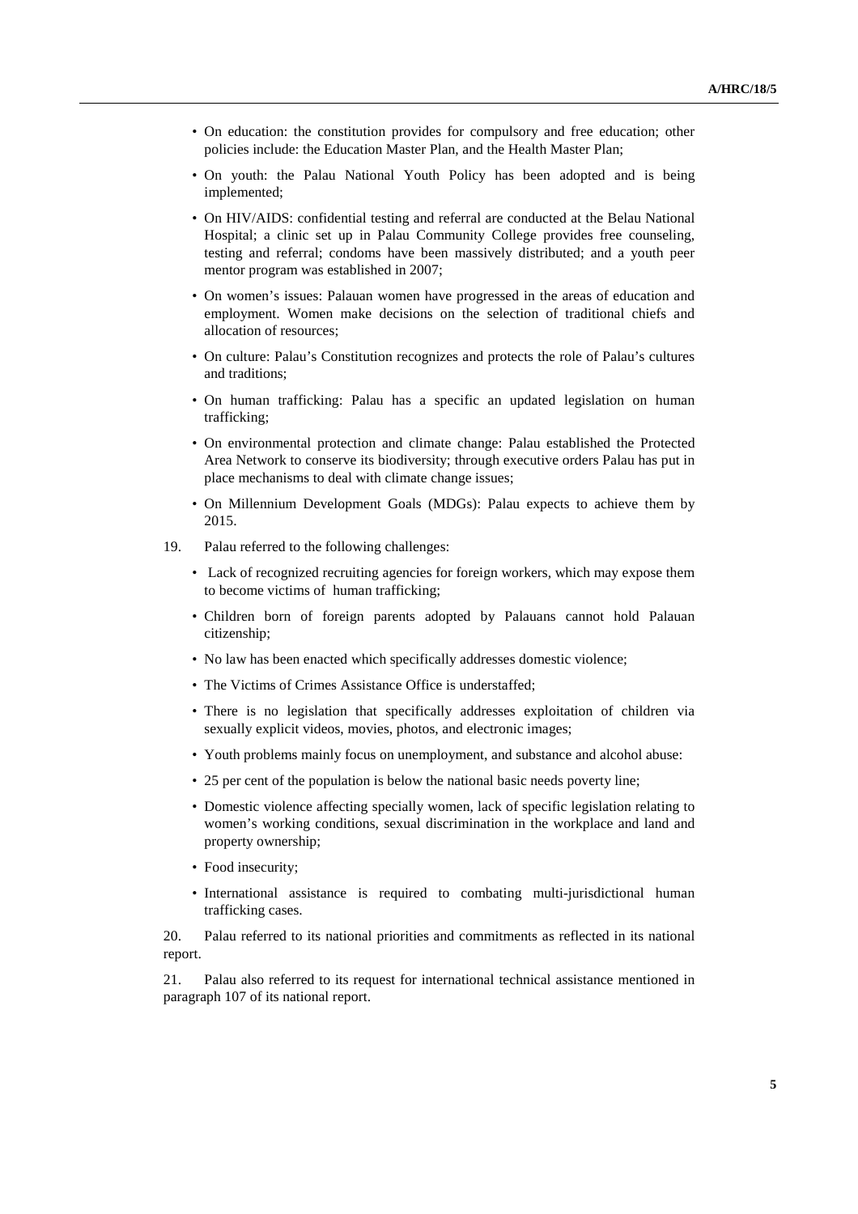- On education: the constitution provides for compulsory and free education; other policies include: the Education Master Plan, and the Health Master Plan;
- On youth: the Palau National Youth Policy has been adopted and is being implemented;
- On HIV/AIDS: confidential testing and referral are conducted at the Belau National Hospital; a clinic set up in Palau Community College provides free counseling, testing and referral; condoms have been massively distributed; and a youth peer mentor program was established in 2007;
- On women's issues: Palauan women have progressed in the areas of education and employment. Women make decisions on the selection of traditional chiefs and allocation of resources;
- On culture: Palau's Constitution recognizes and protects the role of Palau's cultures and traditions;
- On human trafficking: Palau has a specific an updated legislation on human trafficking;
- On environmental protection and climate change: Palau established the Protected Area Network to conserve its biodiversity; through executive orders Palau has put in place mechanisms to deal with climate change issues;
- On Millennium Development Goals (MDGs): Palau expects to achieve them by 2015.

19. Palau referred to the following challenges:

- Lack of recognized recruiting agencies for foreign workers, which may expose them to become victims of human trafficking;
- Children born of foreign parents adopted by Palauans cannot hold Palauan citizenship;
- No law has been enacted which specifically addresses domestic violence;
- The Victims of Crimes Assistance Office is understaffed;
- There is no legislation that specifically addresses exploitation of children via sexually explicit videos, movies, photos, and electronic images;
- Youth problems mainly focus on unemployment, and substance and alcohol abuse:
- 25 per cent of the population is below the national basic needs poverty line;
- Domestic violence affecting specially women, lack of specific legislation relating to women's working conditions, sexual discrimination in the workplace and land and property ownership;
- Food insecurity;
- International assistance is required to combating multi-jurisdictional human trafficking cases.

20. Palau referred to its national priorities and commitments as reflected in its national report.

21. Palau also referred to its request for international technical assistance mentioned in paragraph 107 of its national report.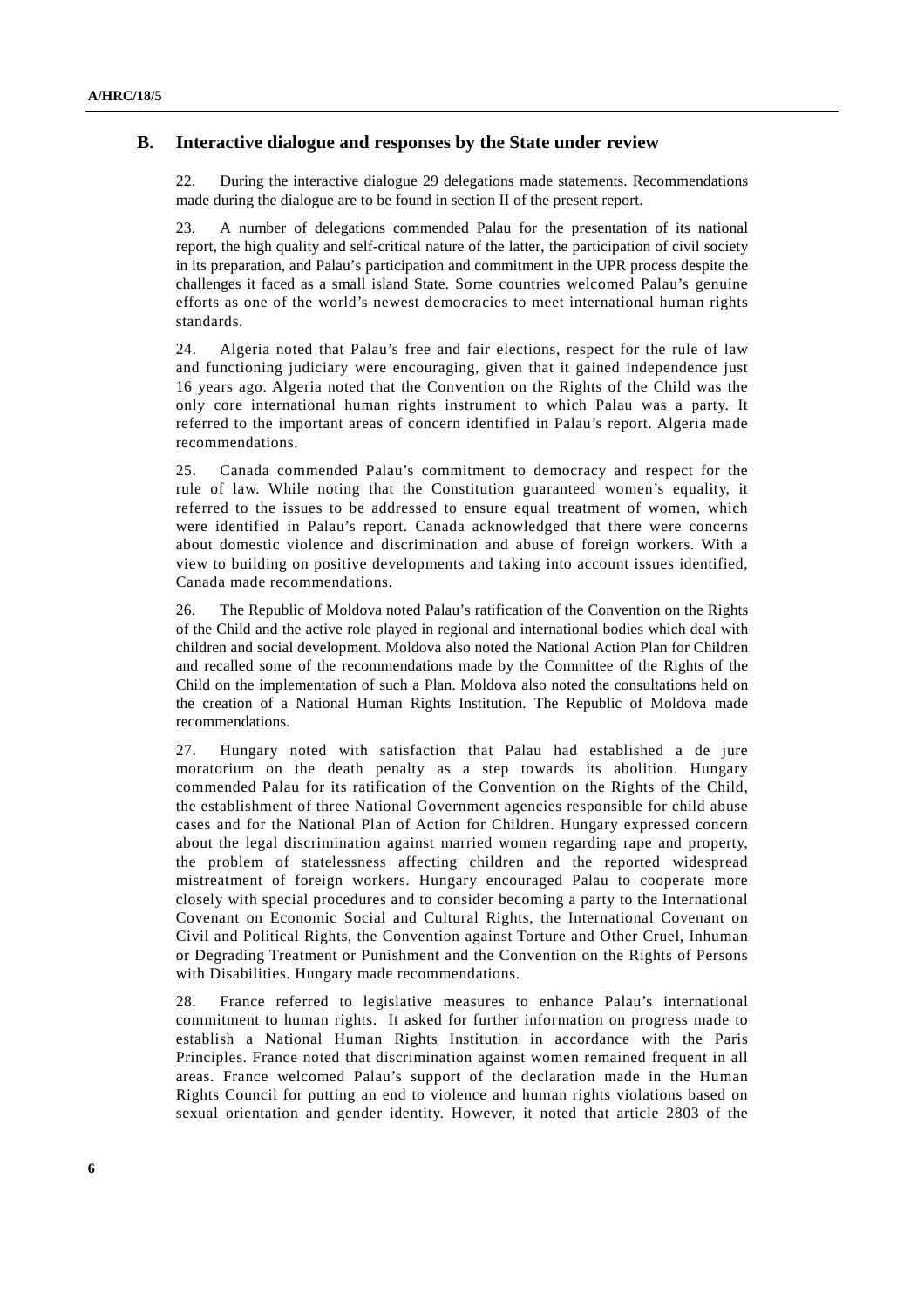## B. Interactive dialogue and responses by the State under review

22. During the interactive dialogue 29 delegations made statements. Recommendations made during the dialogue are to be found in section II of the present report.

23. A number of delegations commended Palau for the presentation of its national report, the high quality and self-critical nature of the latter, the participation of civil society in its preparation, and Palau's participation and commitment in the UPR process despite the challenges it faced as a small island State. Some countries welcomed Palau's genuine efforts as one of the world's newest democracies to meet international human rights standards.

24. Algeria noted that Palau's free and fair elections, respect for the rule of law and functioning judiciary were encouraging, given that it gained independence just 16 years ago. Algeria noted that the Convention on the Rights of the Child was the only core international human rights instrument to which Palau was a party. It referred to the important areas of concern identified in Palau's report. Algeria made recommendations.

25. Canada commended Palau's commitment to democracy and respect for the rule of law. While noting that the Constitution guaranteed women's equality, it referred to the issues to be addressed to ensure equal treatment of women, which were identified in Palau's report. Canada acknowledged that there were concerns about domestic violence and discrimination and abuse of foreign workers. With a view to building on positive developments and taking into account issues identified, Canada made recommendations.

26. The Republic of Moldova noted Palau's ratification of the Convention on the Rights of the Child and the active role played in regional and international bodies which deal with children and social development. Moldova also noted the National Action Plan for Children and recalled some of the recommendations made by the Committee of the Rights of the Child on the implementation of such a Plan. Moldova also noted the consultations held on the creation of a National Human Rights Institution. The Republic of Moldova made recommendations.

27. Hungary noted with satisfaction that Palau had established a de jure moratorium on the death penalty as a step towards its abolition. Hungary commended Palau for its ratification of the Convention on the Rights of the Child, the establishment of three National Government agencies responsible for child abuse cases and for the National Plan of Action for Children. Hungary expressed concern about the legal discrimination against married women regarding rape and property, the problem of statelessness affecting children and the reported widespread mistreatment of foreign workers. Hungary encouraged Palau to cooperate more closely with special procedures and to consider becoming a party to the International Covenant on Economic Social and Cultural Rights, the International Covenant on Civil and Political Rights, the Convention against Torture and Other Cruel, Inhuman or Degrading Treatment or Punishment and the Convention on the Rights of Persons with Disabilities. Hungary made recommendations.

28. France referred to legislative measures to enhance Palau's international commitment to human rights. It asked for further information on progress made to establish a National Human Rights Institution in accordance with the Paris Principles. France noted that discrimination against women remained frequent in all areas. France welcomed Palau's support of the declaration made in the Human Rights Council for putting an end to violence and human rights violations based on sexual orientation and gender identity. However, it noted that article 2803 of the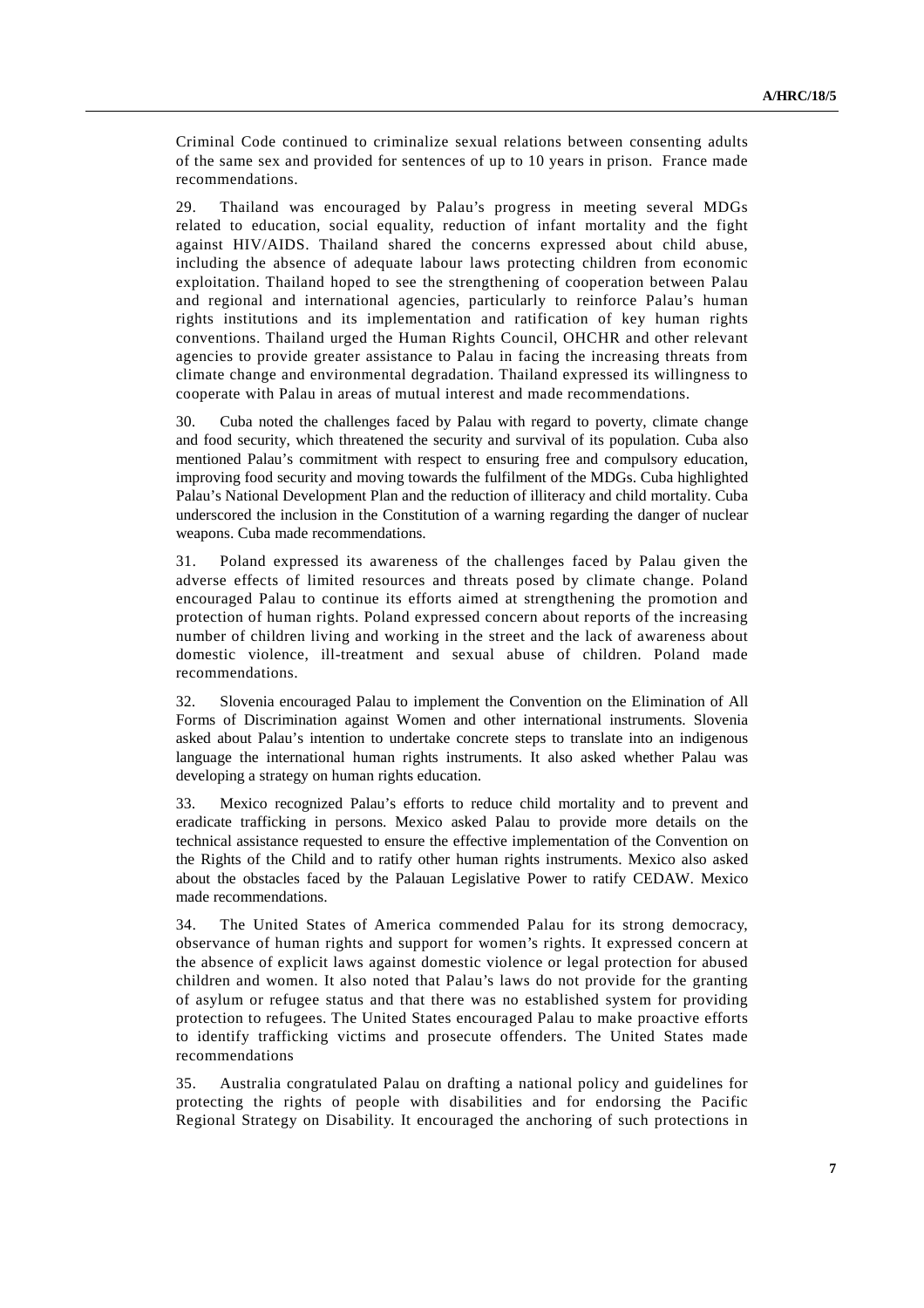Criminal Code continued to criminalize sexual relations between consenting adults of the same sex and provided for sentences of up to 10 years in prison. France made recommendations.

29. Thailand was encouraged by Palau's progress in meeting several MDGs related to education, social equality, reduction of infant mortality and the fight against HIV/AIDS. Thailand shared the concerns expressed about child abuse, including the absence of adequate labour laws protecting children from economic exploitation. Thailand hoped to see the strengthening of cooperation between Palau and regional and international agencies, particularly to reinforce Palau's human rights institutions and its implementation and ratification of key human rights conventions. Thailand urged the Human Rights Council, OHCHR and other relevant agencies to provide greater assistance to Palau in facing the increasing threats from climate change and environmental degradation. Thailand expressed its willingness to cooperate with Palau in areas of mutual interest and made recommendations.

30. Cuba noted the challenges faced by Palau with regard to poverty, climate change and food security, which threatened the security and survival of its population. Cuba also mentioned Palau's commitment with respect to ensuring free and compulsory education, improving food security and moving towards the fulfilment of the MDGs. Cuba highlighted Palau's National Development Plan and the reduction of illiteracy and child mortality. Cuba underscored the inclusion in the Constitution of a warning regarding the danger of nuclear weapons. Cuba made recommendations.

31. Poland expressed its awareness of the challenges faced by Palau given the adverse effects of limited resources and threats posed by climate change. Poland encouraged Palau to continue its efforts aimed at strengthening the promotion and protection of human rights. Poland expressed concern about reports of the increasing number of children living and working in the street and the lack of awareness about domestic violence, ill-treatment and sexual abuse of children. Poland made recommendations.

32. Slovenia encouraged Palau to implement the Convention on the Elimination of All Forms of Discrimination against Women and other international instruments. Slovenia asked about Palau's intention to undertake concrete steps to translate into an indigenous language the international human rights instruments. It also asked whether Palau was developing a strategy on human rights education.

33. Mexico recognized Palau's efforts to reduce child mortality and to prevent and eradicate trafficking in persons. Mexico asked Palau to provide more details on the technical assistance requested to ensure the effective implementation of the Convention on the Rights of the Child and to ratify other human rights instruments. Mexico also asked about the obstacles faced by the Palauan Legislative Power to ratify CEDAW. Mexico made recommendations.

34. The United States of America commended Palau for its strong democracy, observance of human rights and support for women's rights. It expressed concern at the absence of explicit laws against domestic violence or legal protection for abused children and women. It also noted that Palau's laws do not provide for the granting of asylum or refugee status and that there was no established system for providing protection to refugees. The United States encouraged Palau to make proactive efforts to identify trafficking victims and prosecute offenders. The United States made recommendations

35. Australia congratulated Palau on drafting a national policy and guidelines for protecting the rights of people with disabilities and for endorsing the Pacific Regional Strategy on Disability. It encouraged the anchoring of such protections in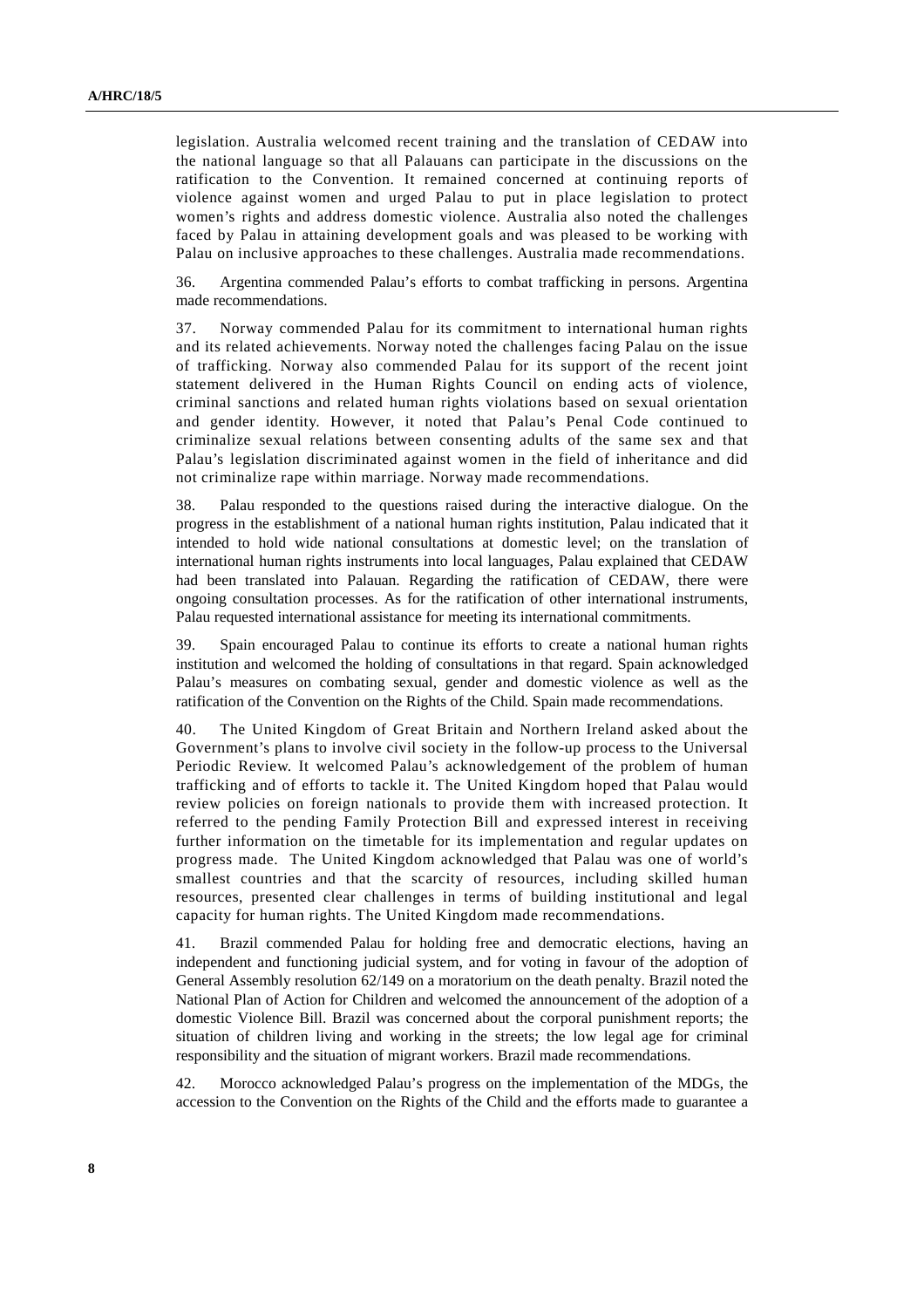legislation. Australia welcomed recent training and the translation of CEDAW into the national language so that all Palauans can participate in the discussions on the ratification to the Convention. It remained concerned at continuing reports of violence against women and urged Palau to put in place legislation to protect women's rights and address domestic violence. Australia also noted the challenges faced by Palau in attaining development goals and was pleased to be working with Palau on inclusive approaches to these challenges. Australia made recommendations.

36. Argentina commended Palau's efforts to combat trafficking in persons. Argentina made recommendations.

37. Norway commended Palau for its commitment to international human rights and its related achievements. Norway noted the challenges facing Palau on the issue of trafficking. Norway also commended Palau for its support of the recent joint statement delivered in the Human Rights Council on ending acts of violence, criminal sanctions and related human rights violations based on sexual orientation and gender identity. However, it noted that Palau's Penal Code continued to criminalize sexual relations between consenting adults of the same sex and that Palau's legislation discriminated against women in the field of inheritance and did not criminalize rape within marriage. Norway made recommendations.

38. Palau responded to the questions raised during the interactive dialogue. On the progress in the establishment of a national human rights institution, Palau indicated that it intended to hold wide national consultations at domestic level; on the translation of international human rights instruments into local languages, Palau explained that CEDAW had been translated into Palauan. Regarding the ratification of CEDAW, there were ongoing consultation processes. As for the ratification of other international instruments, Palau requested international assistance for meeting its international commitments.

39. Spain encouraged Palau to continue its efforts to create a national human rights institution and welcomed the holding of consultations in that regard. Spain acknowledged Palau's measures on combating sexual, gender and domestic violence as well as the ratification of the Convention on the Rights of the Child. Spain made recommendations.

40. The United Kingdom of Great Britain and Northern Ireland asked about the Government's plans to involve civil society in the follow-up process to the Universal Periodic Review. It welcomed Palau's acknowledgement of the problem of human trafficking and of efforts to tackle it. The United Kingdom hoped that Palau would review policies on foreign nationals to provide them with increased protection. It referred to the pending Family Protection Bill and expressed interest in receiving further information on the timetable for its implementation and regular updates on progress made. The United Kingdom acknowledged that Palau was one of world's smallest countries and that the scarcity of resources, including skilled human resources, presented clear challenges in terms of building institutional and legal capacity for human rights. The United Kingdom made recommendations.

41. Brazil commended Palau for holding free and democratic elections, having an independent and functioning judicial system, and for voting in favour of the adoption of General Assembly resolution 62/149 on a moratorium on the death penalty. Brazil noted the National Plan of Action for Children and welcomed the announcement of the adoption of a domestic Violence Bill. Brazil was concerned about the corporal punishment reports; the situation of children living and working in the streets; the low legal age for criminal responsibility and the situation of migrant workers. Brazil made recommendations.

42. Morocco acknowledged Palau's progress on the implementation of the MDGs, the accession to the Convention on the Rights of the Child and the efforts made to guarantee a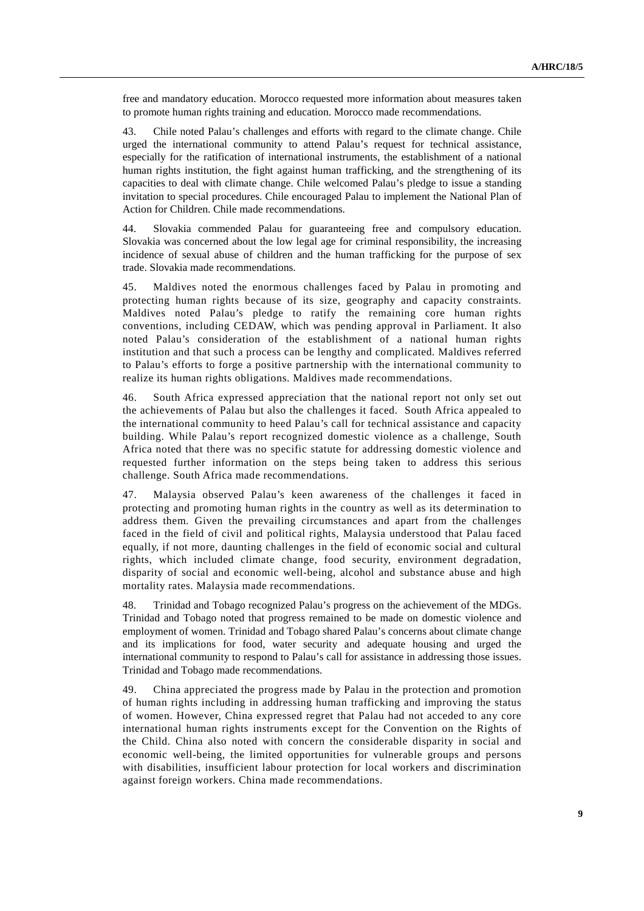free and mandatory education. Morocco requested more information about measures taken to promote human rights training and education. Morocco made recommendations.

43. Chile noted Palau's challenges and efforts with regard to the climate change. Chile urged the international community to attend Palau's request for technical assistance, especially for the ratification of international instruments, the establishment of a national human rights institution, the fight against human trafficking, and the strengthening of its capacities to deal with climate change. Chile welcomed Palau's pledge to issue a standing invitation to special procedures. Chile encouraged Palau to implement the National Plan of Action for Children. Chile made recommendations.

44. Slovakia commended Palau for guaranteeing free and compulsory education. Slovakia was concerned about the low legal age for criminal responsibility, the increasing incidence of sexual abuse of children and the human trafficking for the purpose of sex trade. Slovakia made recommendations.

45. Maldives noted the enormous challenges faced by Palau in promoting and protecting human rights because of its size, geography and capacity constraints. Maldives noted Palau's pledge to ratify the remaining core human rights conventions, including CEDAW, which was pending approval in Parliament. It also noted Palau's consideration of the establishment of a national human rights institution and that such a process can be lengthy and complicated. Maldives referred to Palau's efforts to forge a positive partnership with the international community to realize its human rights obligations. Maldives made recommendations.

46. South Africa expressed appreciation that the national report not only set out the achievements of Palau but also the challenges it faced. South Africa appealed to the international community to heed Palau's call for technical assistance and capacity building. While Palau's report recognized domestic violence as a challenge, South Africa noted that there was no specific statute for addressing domestic violence and requested further information on the steps being taken to address this serious challenge. South Africa made recommendations.

47. Malaysia observed Palau's keen awareness of the challenges it faced in protecting and promoting human rights in the country as well as its determination to address them. Given the prevailing circumstances and apart from the challenges faced in the field of civil and political rights, Malaysia understood that Palau faced equally, if not more, daunting challenges in the field of economic social and cultural rights, which included climate change, food security, environment degradation, disparity of social and economic well-being, alcohol and substance abuse and high mortality rates. Malaysia made recommendations.

48. Trinidad and Tobago recognized Palau's progress on the achievement of the MDGs. Trinidad and Tobago noted that progress remained to be made on domestic violence and employment of women. Trinidad and Tobago shared Palau's concerns about climate change and its implications for food, water security and adequate housing and urged the international community to respond to Palau's call for assistance in addressing those issues. Trinidad and Tobago made recommendations.

49. China appreciated the progress made by Palau in the protection and promotion of human rights including in addressing human trafficking and improving the status of women. However, China expressed regret that Palau had not acceded to any core international human rights instruments except for the Convention on the Rights of the Child. China also noted with concern the considerable disparity in social and economic well-being, the limited opportunities for vulnerable groups and persons with disabilities, insufficient labour protection for local workers and discrimination against foreign workers. China made recommendations.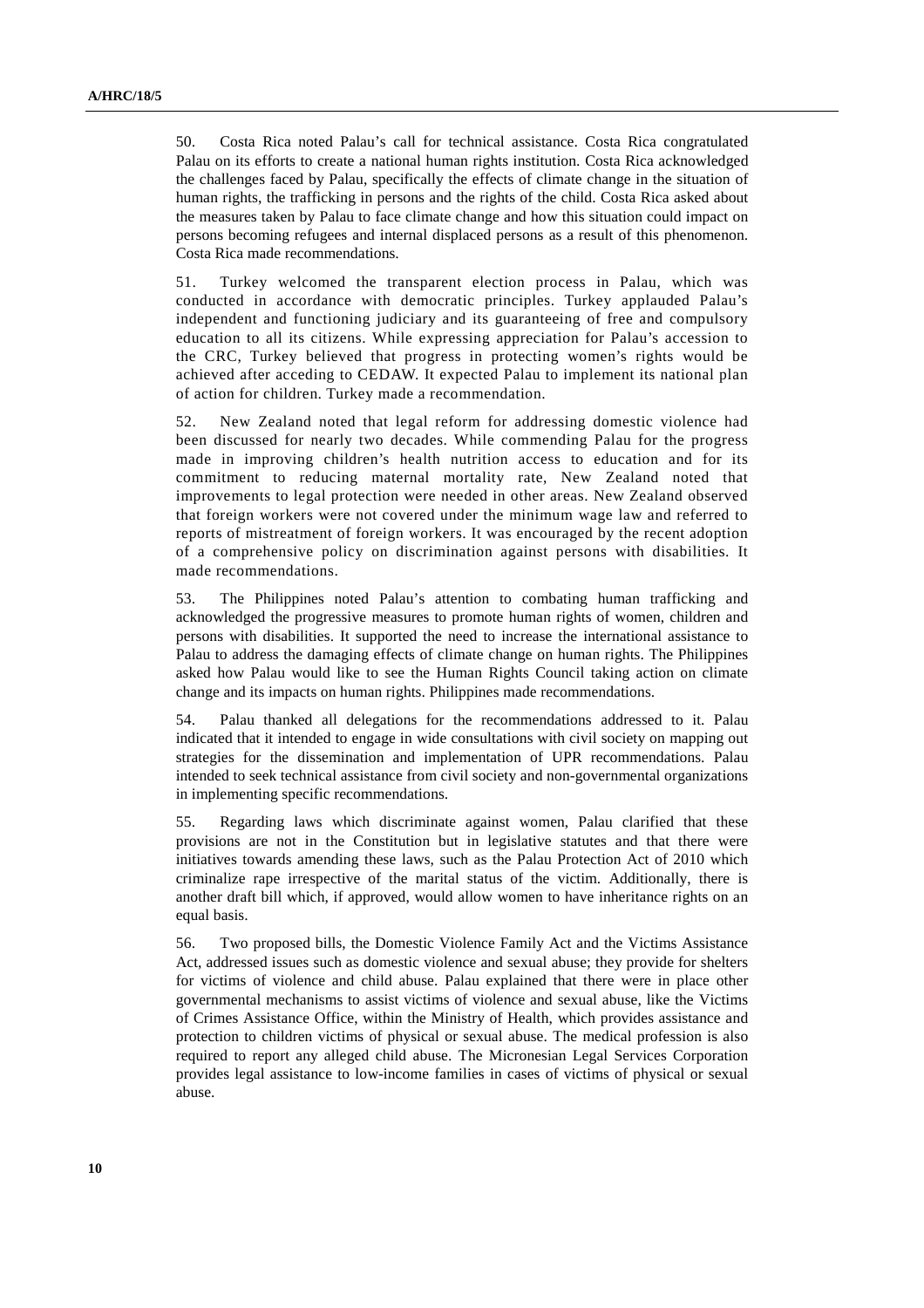50. Costa Rica noted Palau's call for technical assistance. Costa Rica congratulated Palau on its efforts to create a national human rights institution. Costa Rica acknowledged the challenges faced by Palau, specifically the effects of climate change in the situation of human rights, the trafficking in persons and the rights of the child. Costa Rica asked about the measures taken by Palau to face climate change and how this situation could impact on persons becoming refugees and internal displaced persons as a result of this phenomenon. Costa Rica made recommendations.

51. Turkey welcomed the transparent election process in Palau, which was conducted in accordance with democratic principles. Turkey applauded Palau's independent and functioning judiciary and its guaranteeing of free and compulsory education to all its citizens. While expressing appreciation for Palau's accession to the CRC, Turkey believed that progress in protecting women's rights would be achieved after acceding to CEDAW. It expected Palau to implement its national plan of action for children. Turkey made a recommendation.

52. New Zealand noted that legal reform for addressing domestic violence had been discussed for nearly two decades. While commending Palau for the progress made in improving children's health nutrition access to education and for its commitment to reducing maternal mortality rate, New Zealand noted that improvements to legal protection were needed in other areas. New Zealand observed that foreign workers were not covered under the minimum wage law and referred to reports of mistreatment of foreign workers. It was encouraged by the recent adoption of a comprehensive policy on discrimination against persons with disabilities. It made recommendations.

53. The Philippines noted Palau's attention to combating human trafficking and acknowledged the progressive measures to promote human rights of women, children and persons with disabilities. It supported the need to increase the international assistance to Palau to address the damaging effects of climate change on human rights. The Philippines asked how Palau would like to see the Human Rights Council taking action on climate change and its impacts on human rights. Philippines made recommendations.

54. Palau thanked all delegations for the recommendations addressed to it. Palau indicated that it intended to engage in wide consultations with civil society on mapping out strategies for the dissemination and implementation of UPR recommendations. Palau intended to seek technical assistance from civil society and non-governmental organizations in implementing specific recommendations.

55. Regarding laws which discriminate against women, Palau clarified that these provisions are not in the Constitution but in legislative statutes and that there were initiatives towards amending these laws, such as the Palau Protection Act of 2010 which criminalize rape irrespective of the marital status of the victim. Additionally, there is another draft bill which, if approved, would allow women to have inheritance rights on an equal basis.

56. Two proposed bills, the Domestic Violence Family Act and the Victims Assistance Act, addressed issues such as domestic violence and sexual abuse; they provide for shelters for victims of violence and child abuse. Palau explained that there were in place other governmental mechanisms to assist victims of violence and sexual abuse, like the Victims of Crimes Assistance Office, within the Ministry of Health, which provides assistance and protection to children victims of physical or sexual abuse. The medical profession is also required to report any alleged child abuse. The Micronesian Legal Services Corporation provides legal assistance to low-income families in cases of victims of physical or sexual abuse.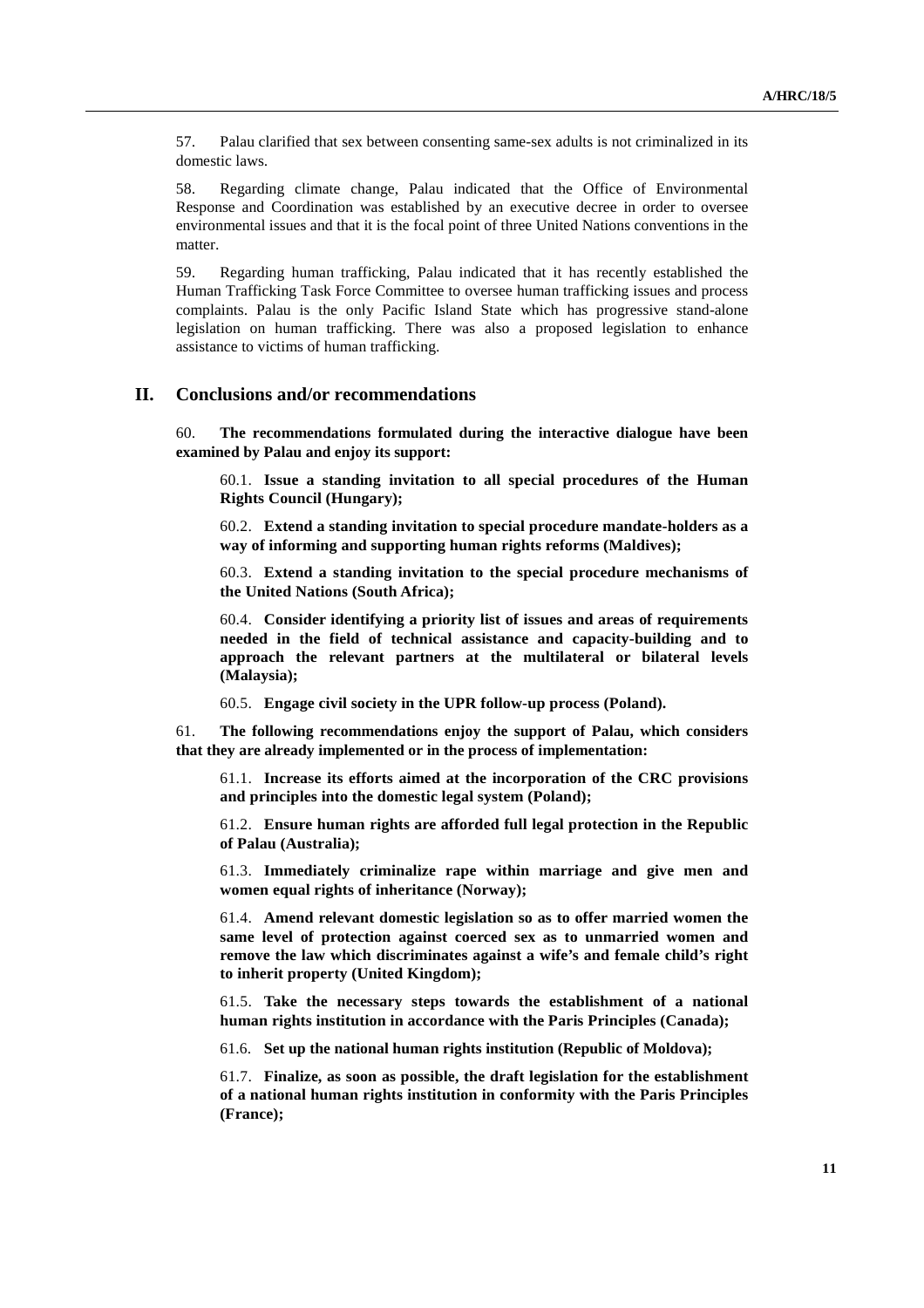57. Palau clarified that sex between consenting same-sex adults is not criminalized in its domestic laws.

58. Regarding climate change, Palau indicated that the Office of Environmental Response and Coordination was established by an executive decree in order to oversee environmental issues and that it is the focal point of three United Nations conventions in the matter.

59. Regarding human trafficking, Palau indicated that it has recently established the Human Trafficking Task Force Committee to oversee human trafficking issues and process complaints. Palau is the only Pacific Island State which has progressive stand-alone legislation on human trafficking. There was also a proposed legislation to enhance assistance to victims of human trafficking.

## II. Conclusions and/or recommendations

60. **The recommendations formulated during the interactive dialogue have been examined by Palau and enjoy its support:**

60.1. **Issue a standing invitation to all special procedures of the Human Rights Council (Hungary);**

60.2. **Extend a standing invitation to special procedure mandate-holders as a way of informing and supporting human rights reforms (Maldives);**

60.3. **Extend a standing invitation to the special procedure mechanisms of the United Nations (South Africa);**

60.4. **Consider identifying a priority list of issues and areas of requirements needed in the field of technical assistance and capacity-building and to approach the relevant partners at the multilateral or bilateral levels (Malaysia);**

60.5. **Engage civil society in the UPR follow-up process (Poland).**

61. **The following recommendations enjoy the support of Palau, which considers that they are already implemented or in the process of implementation:**

61.1. **Increase its efforts aimed at the incorporation of the CRC provisions and principles into the domestic legal system (Poland);**

61.2. **Ensure human rights are afforded full legal protection in the Republic of Palau (Australia);**

61.3. **Immediately criminalize rape within marriage and give men and women equal rights of inheritance (Norway);**

61.4. **Amend relevant domestic legislation so as to offer married women the same level of protection against coerced sex as to unmarried women and remove the law which discriminates against a wife's and female child's right to inherit property (United Kingdom);**

61.5. **Take the necessary steps towards the establishment of a national human rights institution in accordance with the Paris Principles (Canada);**

61.6. **Set up the national human rights institution (Republic of Moldova);**

61.7. **Finalize, as soon as possible, the draft legislation for the establishment of a national human rights institution in conformity with the Paris Principles (France);**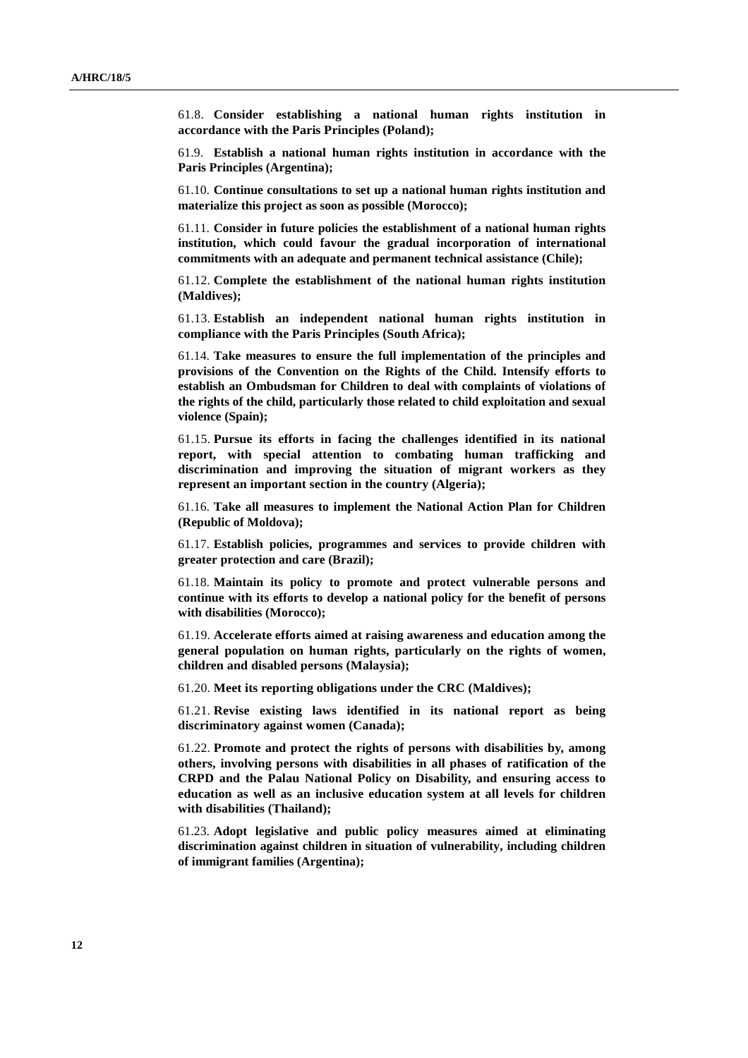61.8. **Consider establishing a national human rights institution in accordance with the Paris Principles (Poland);**

61.9. **Establish a national human rights institution in accordance with the Paris Principles (Argentina);**

61.10. **Continue consultations to set up a national human rights institution and materialize this project as soon as possible (Morocco);**

61.11. **Consider in future policies the establishment of a national human rights institution, which could favour the gradual incorporation of international commitments with an adequate and permanent technical assistance (Chile);**

61.12. **Complete the establishment of the national human rights institution (Maldives);**

61.13. **Establish an independent national human rights institution in compliance with the Paris Principles (South Africa);**

61.14. **Take measures to ensure the full implementation of the principles and provisions of the Convention on the Rights of the Child. Intensify efforts to establish an Ombudsman for Children to deal with complaints of violations of the rights of the child, particularly those related to child exploitation and sexual violence (Spain);**

61.15. **Pursue its efforts in facing the challenges identified in its national report, with special attention to combating human trafficking and discrimination and improving the situation of migrant workers as they represent an important section in the country (Algeria);**

61.16. **Take all measures to implement the National Action Plan for Children (Republic of Moldova);**

61.17. **Establish policies, programmes and services to provide children with greater protection and care (Brazil);**

61.18. **Maintain its policy to promote and protect vulnerable persons and continue with its efforts to develop a national policy for the benefit of persons with disabilities (Morocco);**

61.19. **Accelerate efforts aimed at raising awareness and education among the general population on human rights, particularly on the rights of women, children and disabled persons (Malaysia);**

61.20. **Meet its reporting obligations under the CRC (Maldives);**

61.21. **Revise existing laws identified in its national report as being discriminatory against women (Canada);**

61.22. **Promote and protect the rights of persons with disabilities by, among others, involving persons with disabilities in all phases of ratification of the CRPD and the Palau National Policy on Disability, and ensuring access to education as well as an inclusive education system at all levels for children with disabilities (Thailand);**

61.23. **Adopt legislative and public policy measures aimed at eliminating discrimination against children in situation of vulnerability, including children of immigrant families (Argentina);**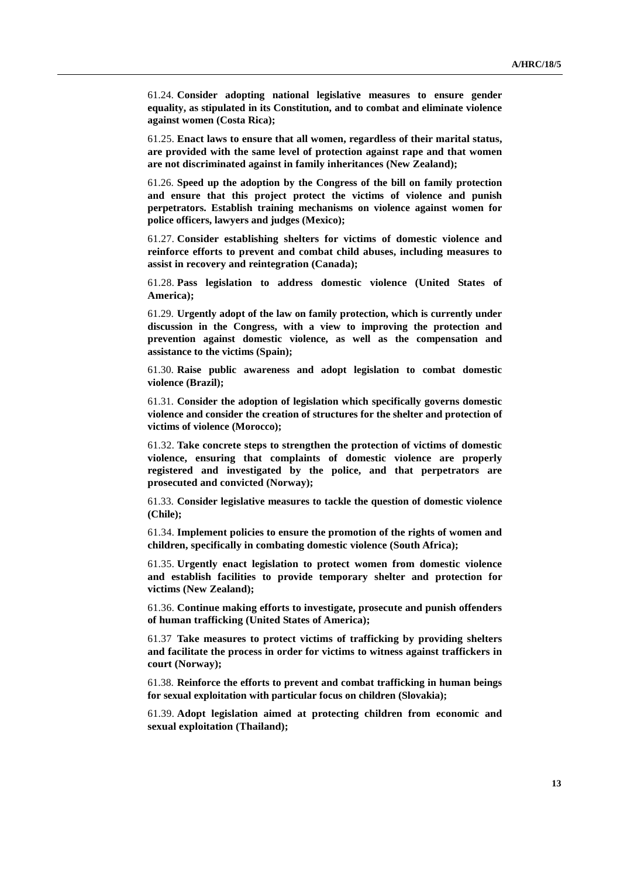61.24. **Consider adopting national legislative measures to ensure gender equality, as stipulated in its Constitution, and to combat and eliminate violence against women (Costa Rica);**

61.25. **Enact laws to ensure that all women, regardless of their marital status, are provided with the same level of protection against rape and that women are not discriminated against in family inheritances (New Zealand);**

61.26. **Speed up the adoption by the Congress of the bill on family protection and ensure that this project protect the victims of violence and punish perpetrators. Establish training mechanisms on violence against women for police officers, lawyers and judges (Mexico);**

61.27. **Consider establishing shelters for victims of domestic violence and reinforce efforts to prevent and combat child abuses, including measures to assist in recovery and reintegration (Canada);**

61.28. **Pass legislation to address domestic violence (United States of America);**

61.29. **Urgently adopt of the law on family protection, which is currently under discussion in the Congress, with a view to improving the protection and prevention against domestic violence, as well as the compensation and assistance to the victims (Spain);**

61.30. **Raise public awareness and adopt legislation to combat domestic violence (Brazil);**

61.31. **Consider the adoption of legislation which specifically governs domestic violence and consider the creation of structures for the shelter and protection of victims of violence (Morocco);**

61.32. **Take concrete steps to strengthen the protection of victims of domestic violence, ensuring that complaints of domestic violence are properly registered and investigated by the police, and that perpetrators are prosecuted and convicted (Norway);**

61.33. **Consider legislative measures to tackle the question of domestic violence (Chile);**

61.34. **Implement policies to ensure the promotion of the rights of women and children, specifically in combating domestic violence (South Africa);**

61.35. **Urgently enact legislation to protect women from domestic violence and establish facilities to provide temporary shelter and protection for victims (New Zealand);**

61.36. **Continue making efforts to investigate, prosecute and punish offenders of human trafficking (United States of America);**

61.37 **Take measures to protect victims of trafficking by providing shelters and facilitate the process in order for victims to witness against traffickers in court (Norway);**

61.38. **Reinforce the efforts to prevent and combat trafficking in human beings for sexual exploitation with particular focus on children (Slovakia);**

61.39. **Adopt legislation aimed at protecting children from economic and sexual exploitation (Thailand);**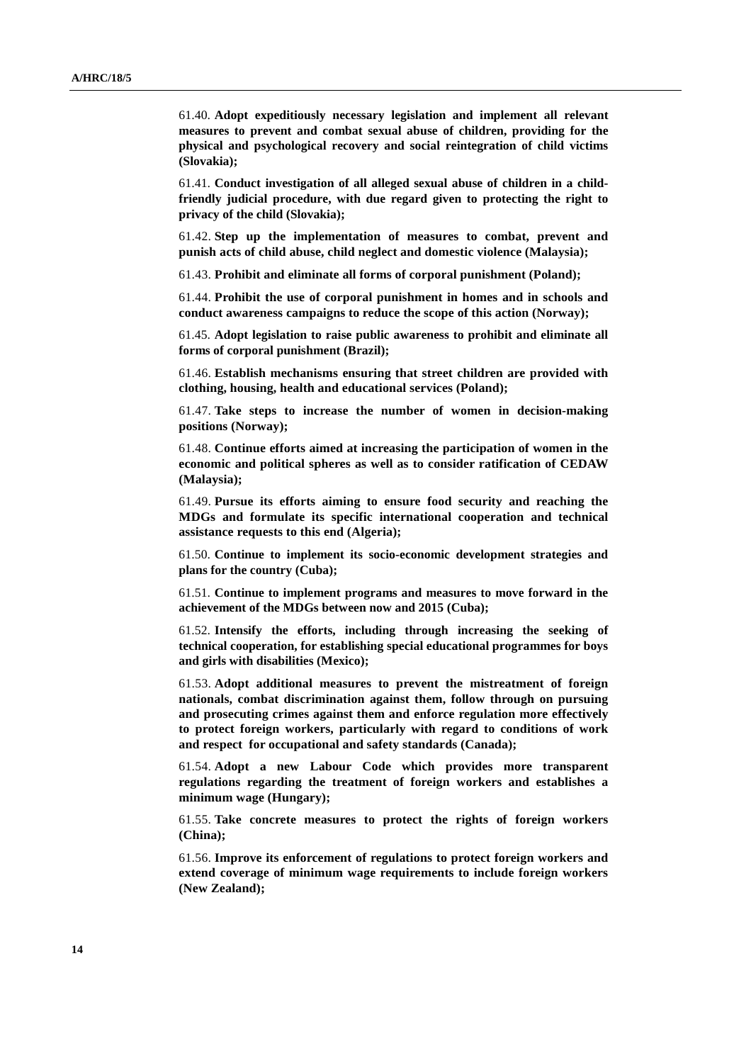61.40. **Adopt expeditiously necessary legislation and implement all relevant measures to prevent and combat sexual abuse of children, providing for the physical and psychological recovery and social reintegration of child victims (Slovakia);**

61.41. **Conduct investigation of all alleged sexual abuse of children in a child-friendly judicial procedure, with due regard given to protecting the right to privacy of the child (Slovakia);**

61.42. **Step up the implementation of measures to combat, prevent and punish acts of child abuse, child neglect and domestic violence (Malaysia);**

61.43. **Prohibit and eliminate all forms of corporal punishment (Poland);**

61.44. **Prohibit the use of corporal punishment in homes and in schools and conduct awareness campaigns to reduce the scope of this action (Norway);**

61.45. **Adopt legislation to raise public awareness to prohibit and eliminate all forms of corporal punishment (Brazil);**

61.46. **Establish mechanisms ensuring that street children are provided with clothing, housing, health and educational services (Poland);**

61.47. **Take steps to increase the number of women in decision-making positions (Norway);**

61.48. **Continue efforts aimed at increasing the participation of women in the economic and political spheres as well as to consider ratification of CEDAW (Malaysia);**

61.49. **Pursue its efforts aiming to ensure food security and reaching the MDGs and formulate its specific international cooperation and technical assistance requests to this end (Algeria);**

61.50. **Continue to implement its socio-economic development strategies and plans for the country (Cuba);**

61.51. **Continue to implement programs and measures to move forward in the achievement of the MDGs between now and 2015 (Cuba);**

61.52. **Intensify the efforts, including through increasing the seeking of technical cooperation, for establishing special educational programmes for boys and girls with disabilities (Mexico);**

61.53. **Adopt additional measures to prevent the mistreatment of foreign nationals, combat discrimination against them, follow through on pursuing and prosecuting crimes against them and enforce regulation more effectively to protect foreign workers, particularly with regard to conditions of work and respect for occupational and safety standards (Canada);**

61.54. **Adopt a new Labour Code which provides more transparent regulations regarding the treatment of foreign workers and establishes a minimum wage (Hungary);**

61.55. **Take concrete measures to protect the rights of foreign workers (China);**

61.56. **Improve its enforcement of regulations to protect foreign workers and extend coverage of minimum wage requirements to include foreign workers (New Zealand);**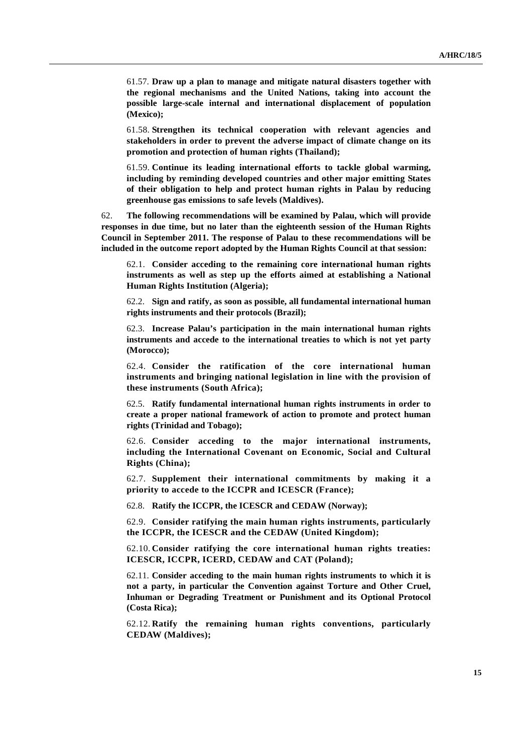61.57. **Draw up a plan to manage and mitigate natural disasters together with the regional mechanisms and the United Nations, taking into account the possible large-scale internal and international displacement of population (Mexico);**

61.58. **Strengthen its technical cooperation with relevant agencies and stakeholders in order to prevent the adverse impact of climate change on its promotion and protection of human rights (Thailand);**

61.59. **Continue its leading international efforts to tackle global warming, including by reminding developed countries and other major emitting States of their obligation to help and protect human rights in Palau by reducing greenhouse gas emissions to safe levels (Maldives).**

62. **The following recommendations will be examined by Palau, which will provide responses in due time, but no later than the eighteenth session of the Human Rights Council in September 2011. The response of Palau to these recommendations will be included in the outcome report adopted by the Human Rights Council at that session:**

62.1. **Consider acceding to the remaining core international human rights instruments as well as step up the efforts aimed at establishing a National Human Rights Institution (Algeria);**

62.2. **Sign and ratify, as soon as possible, all fundamental international human rights instruments and their protocols (Brazil);**

62.3. **Increase Palau's participation in the main international human rights instruments and accede to the international treaties to which is not yet party (Morocco);**

62.4. **Consider the ratification of the core international human instruments and bringing national legislation in line with the provision of these instruments (South Africa);**

62.5. **Ratify fundamental international human rights instruments in order to create a proper national framework of action to promote and protect human rights (Trinidad and Tobago);**

62.6. **Consider acceding to the major international instruments, including the International Covenant on Economic, Social and Cultural Rights (China);**

62.7. **Supplement their international commitments by making it a priority to accede to the ICCPR and ICESCR (France);**

62.8. **Ratify the ICCPR, the ICESCR and CEDAW (Norway);**

62.9. **Consider ratifying the main human rights instruments, particularly the ICCPR, the ICESCR and the CEDAW (United Kingdom);**

62.10. **Consider ratifying the core international human rights treaties: ICESCR, ICCPR, ICERD, CEDAW and CAT (Poland);**

62.11. **Consider acceding to the main human rights instruments to which it is not a party, in particular the Convention against Torture and Other Cruel, Inhuman or Degrading Treatment or Punishment and its Optional Protocol (Costa Rica);**

62.12. **Ratify the remaining human rights conventions, particularly CEDAW (Maldives);**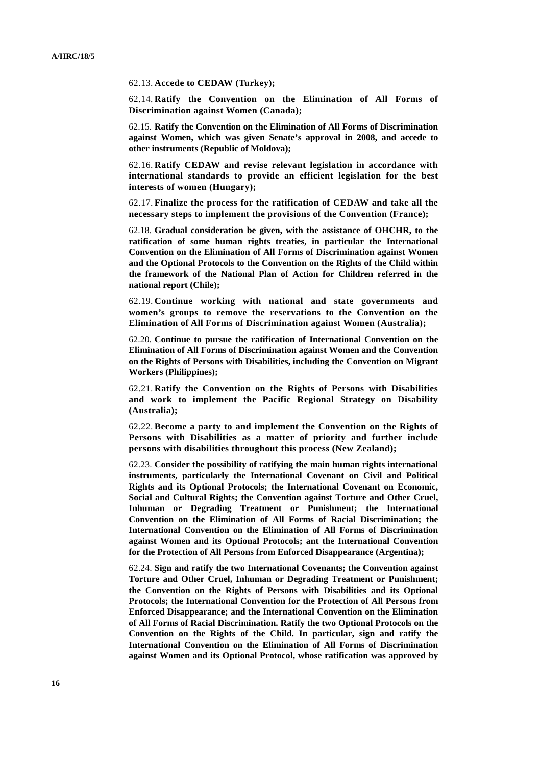62.13. **Accede to CEDAW (Turkey);**

62.14. **Ratify the Convention on the Elimination of All Forms of Discrimination against Women (Canada);**

62.15. **Ratify the Convention on the Elimination of All Forms of Discrimination against Women, which was given Senate's approval in 2008, and accede to other instruments (Republic of Moldova);**

62.16. **Ratify CEDAW and revise relevant legislation in accordance with international standards to provide an efficient legislation for the best interests of women (Hungary);**

62.17. **Finalize the process for the ratification of CEDAW and take all the necessary steps to implement the provisions of the Convention (France);**

62.18. **Gradual consideration be given, with the assistance of OHCHR, to the ratification of some human rights treaties, in particular the International Convention on the Elimination of All Forms of Discrimination against Women and the Optional Protocols to the Convention on the Rights of the Child within the framework of the National Plan of Action for Children referred in the national report (Chile);**

62.19. **Continue working with national and state governments and women's groups to remove the reservations to the Convention on the Elimination of All Forms of Discrimination against Women (Australia);**

62.20. **Continue to pursue the ratification of International Convention on the Elimination of All Forms of Discrimination against Women and the Convention on the Rights of Persons with Disabilities, including the Convention on Migrant Workers (Philippines);**

62.21. **Ratify the Convention on the Rights of Persons with Disabilities and work to implement the Pacific Regional Strategy on Disability (Australia);**

62.22. **Become a party to and implement the Convention on the Rights of Persons with Disabilities as a matter of priority and further include persons with disabilities throughout this process (New Zealand);**

62.23. **Consider the possibility of ratifying the main human rights international instruments, particularly the International Covenant on Civil and Political Rights and its Optional Protocols; the International Covenant on Economic, Social and Cultural Rights; the Convention against Torture and Other Cruel, Inhuman or Degrading Treatment or Punishment; the International Convention on the Elimination of All Forms of Racial Discrimination; the International Convention on the Elimination of All Forms of Discrimination against Women and its Optional Protocols; ant the International Convention for the Protection of All Persons from Enforced Disappearance (Argentina);**

62.24. **Sign and ratify the two International Covenants; the Convention against Torture and Other Cruel, Inhuman or Degrading Treatment or Punishment; the Convention on the Rights of Persons with Disabilities and its Optional Protocols; the International Convention for the Protection of All Persons from Enforced Disappearance; and the International Convention on the Elimination of All Forms of Racial Discrimination. Ratify the two Optional Protocols on the Convention on the Rights of the Child. In particular, sign and ratify the International Convention on the Elimination of All Forms of Discrimination against Women and its Optional Protocol, whose ratification was approved by**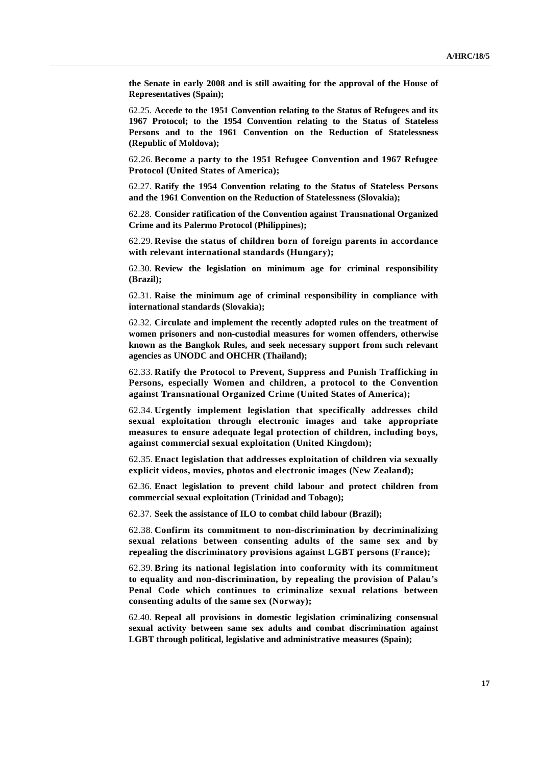**the Senate in early 2008 and is still awaiting for the approval of the House of Representatives (Spain);**

62.25. **Accede to the 1951 Convention relating to the Status of Refugees and its 1967 Protocol; to the 1954 Convention relating to the Status of Stateless Persons and to the 1961 Convention on the Reduction of Statelessness (Republic of Moldova);**

62.26. **Become a party to the 1951 Refugee Convention and 1967 Refugee Protocol (United States of America);**

62.27. **Ratify the 1954 Convention relating to the Status of Stateless Persons and the 1961 Convention on the Reduction of Statelessness (Slovakia);**

62.28. **Consider ratification of the Convention against Transnational Organized Crime and its Palermo Protocol (Philippines);**

62.29. **Revise the status of children born of foreign parents in accordance with relevant international standards (Hungary);**

62.30. **Review the legislation on minimum age for criminal responsibility (Brazil);**

62.31. **Raise the minimum age of criminal responsibility in compliance with international standards (Slovakia);**

62.32. **Circulate and implement the recently adopted rules on the treatment of women prisoners and non-custodial measures for women offenders, otherwise known as the Bangkok Rules, and seek necessary support from such relevant agencies as UNODC and OHCHR (Thailand);**

62.33. **Ratify the Protocol to Prevent, Suppress and Punish Trafficking in Persons, especially Women and children, a protocol to the Convention against Transnational Organized Crime (United States of America);**

62.34. **Urgently implement legislation that specifically addresses child sexual exploitation through electronic images and take appropriate measures to ensure adequate legal protection of children, including boys, against commercial sexual exploitation (United Kingdom);**

62.35. **Enact legislation that addresses exploitation of children via sexually explicit videos, movies, photos and electronic images (New Zealand);**

62.36. **Enact legislation to prevent child labour and protect children from commercial sexual exploitation (Trinidad and Tobago);**

62.37. **Seek the assistance of ILO to combat child labour (Brazil);**

62.38. **Confirm its commitment to non-discrimination by decriminalizing sexual relations between consenting adults of the same sex and by repealing the discriminatory provisions against LGBT persons (France);**

62.39. **Bring its national legislation into conformity with its commitment to equality and non-discrimination, by repealing the provision of Palau's Penal Code which continues to criminalize sexual relations between consenting adults of the same sex (Norway);**

62.40. **Repeal all provisions in domestic legislation criminalizing consensual sexual activity between same sex adults and combat discrimination against LGBT through political, legislative and administrative measures (Spain);**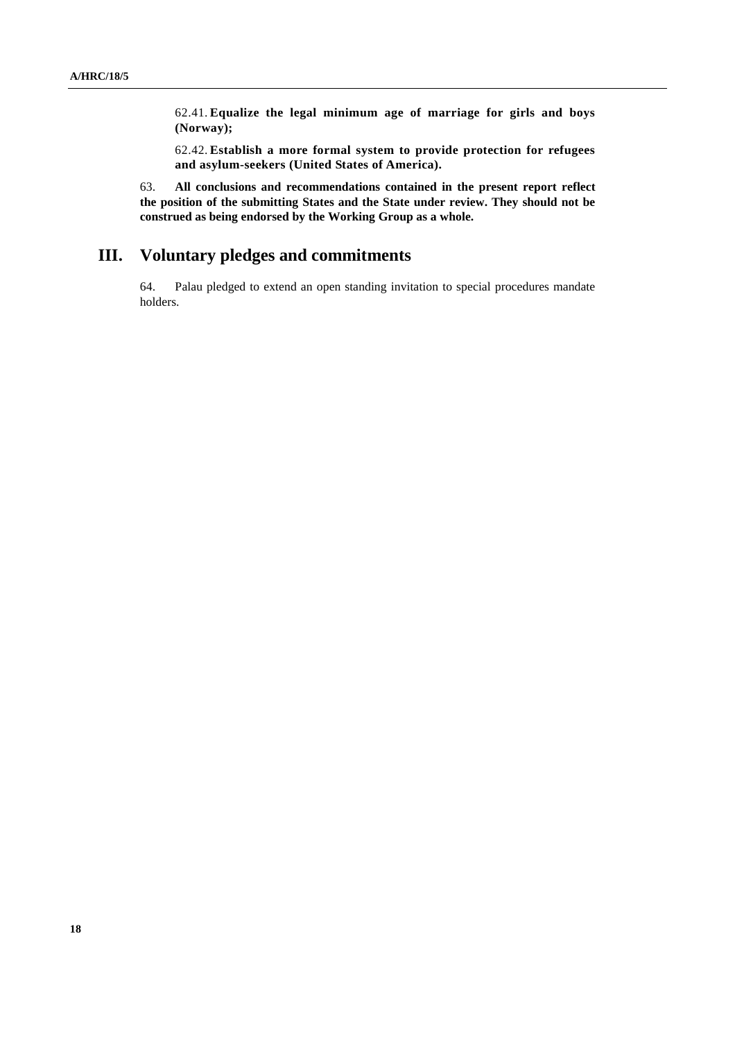62.41. **Equalize the legal minimum age of marriage for girls and boys (Norway);**

62.42. **Establish a more formal system to provide protection for refugees and asylum-seekers (United States of America).**

63. **All conclusions and recommendations contained in the present report reflect the position of the submitting States and the State under review. They should not be construed as being endorsed by the Working Group as a whole.**

# III. Voluntary pledges and commitments

64. Palau pledged to extend an open standing invitation to special procedures mandate holders.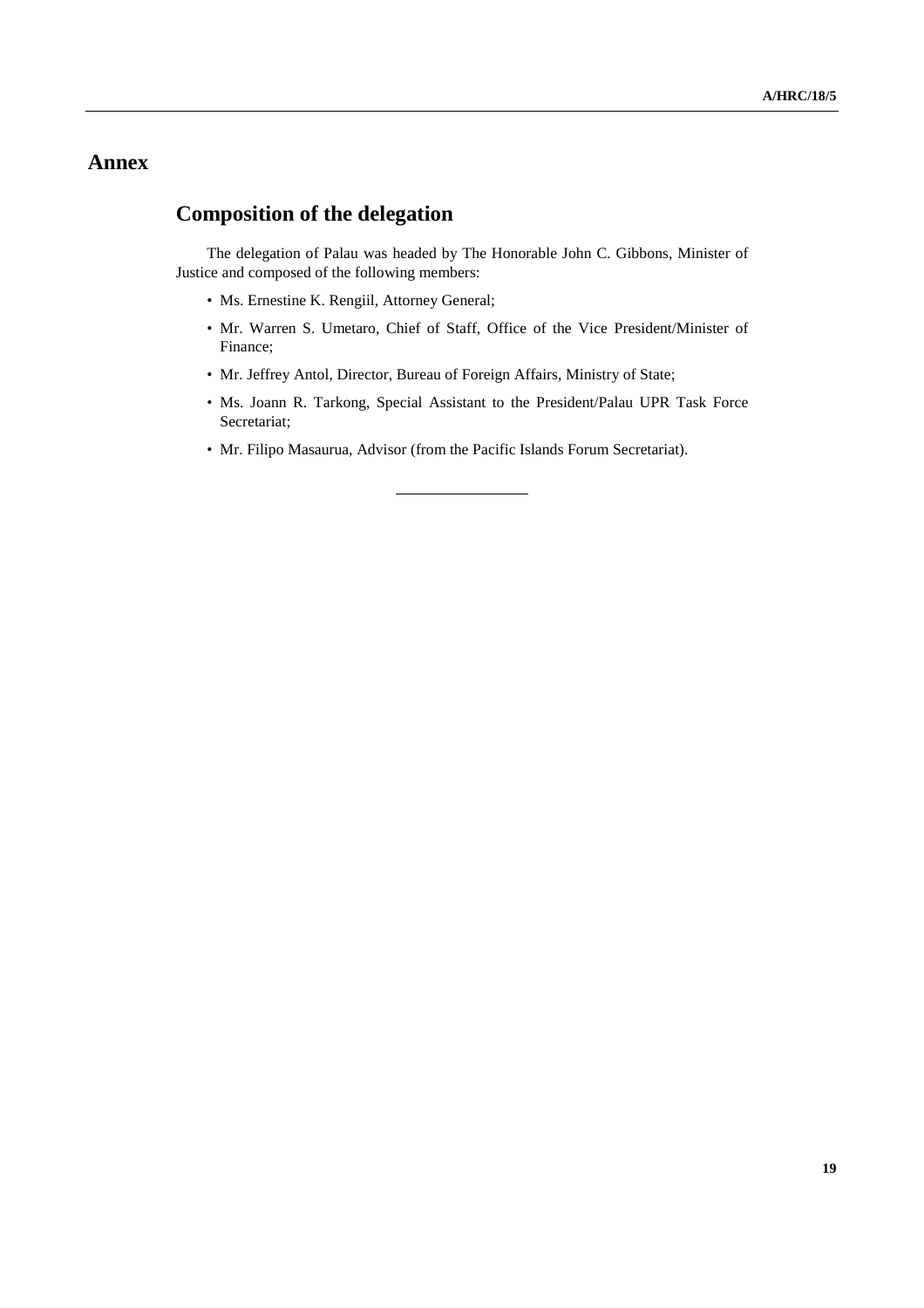# Annex

## Composition of the delegation

The delegation of Palau was headed by The Honorable John C. Gibbons, Minister of Justice and composed of the following members:

- Ms. Ernestine K. Rengiil, Attorney General;
- Mr. Warren S. Umetaro, Chief of Staff, Office of the Vice President/Minister of Finance;
- Mr. Jeffrey Antol, Director, Bureau of Foreign Affairs, Ministry of State;
- Ms. Joann R. Tarkong, Special Assistant to the President/Palau UPR Task Force Secretariat;
- Mr. Filipo Masaurua, Advisor (from the Pacific Islands Forum Secretariat).